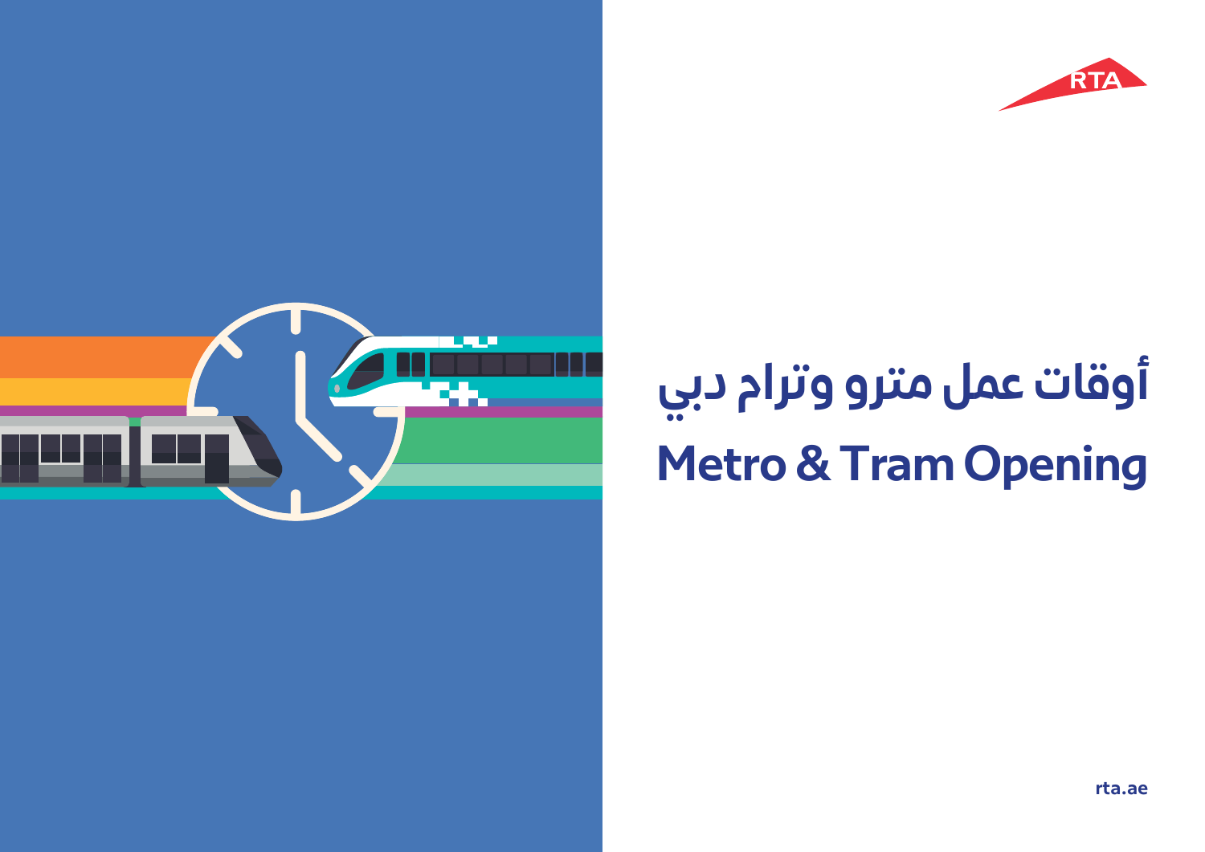RTA

# أوقات عمل مترو وترام دبي

# Metro & Tram Opening

rta.ae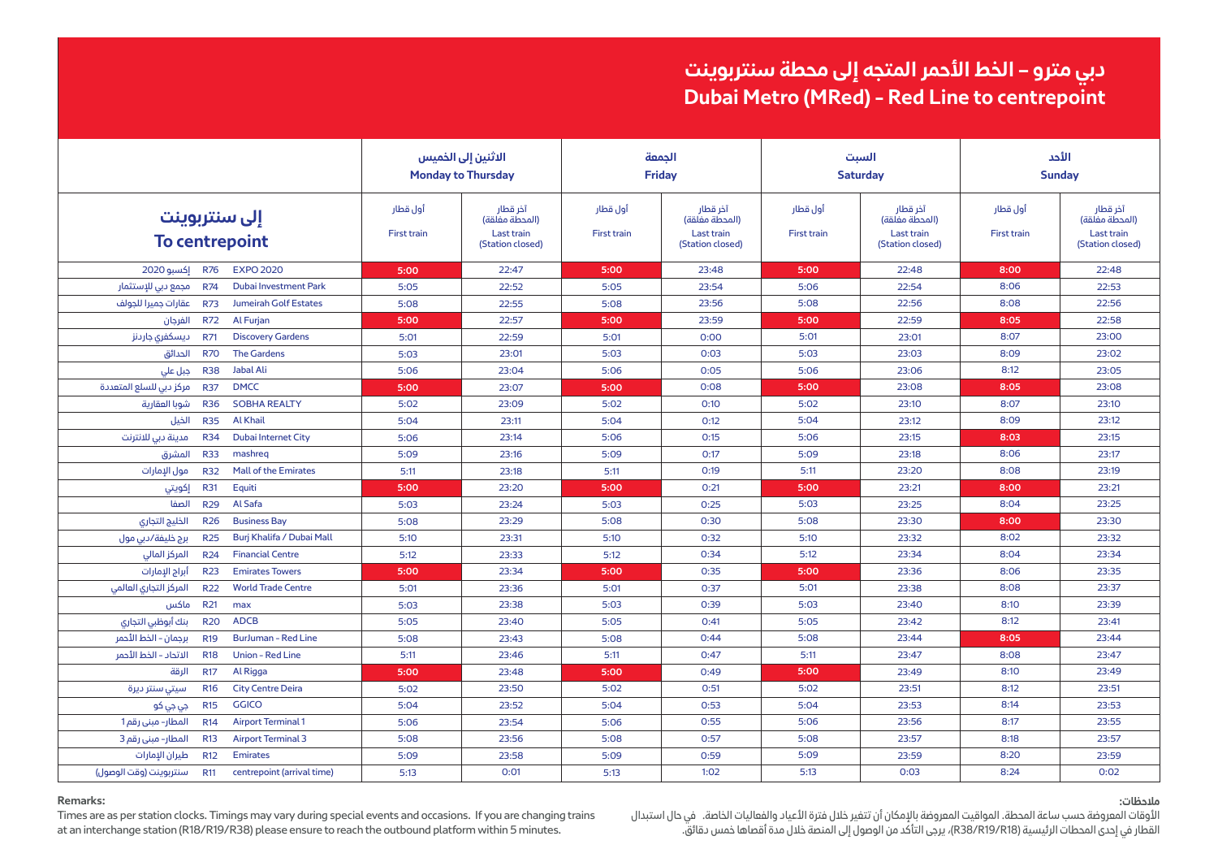# دبي مترو - الخط الأحمر المتجه إلى محطة سنتربوينت
# Dubai Metro (MRed) - Red Line to centrepoint

| إلى سنتربوينت To centrepoint | | | الاثنين إلى الخميس Monday to Thursday | | الجمعة Friday | | السبت Saturday | | الأحد Sunday | |
|---|---|---|---|---|---|---|---|---|---|---|
| | | | أول قطار First train | آخر قطار (المحطة مغلقة) Last train (Station closed) | أول قطار First train | آخر قطار (المحطة مغلقة) Last train (Station closed) | أول قطار First train | آخر قطار (المحطة مغلقة) Last train (Station closed) | أول قطار First train | آخر قطار (المحطة مغلقة) Last train (Station closed) |
| إكسبو 2020 | R76 | EXPO 2020 | **5:00** | 22:47 | **5:00** | 23:48 | **5:00** | 22:48 | **8:00** | 22:48 |
| مجمع دبي للإستثمار | R74 | Dubai Investment Park | 5:05 | 22:52 | 5:05 | 23:54 | 5:06 | 22:54 | 8:06 | 22:53 |
| عقارات جميرا للجولف | R73 | Jumeirah Golf Estates | 5:08 | 22:55 | 5:08 | 23:56 | 5:08 | 22:56 | 8:08 | 22:56 |
| الفرجان | R72 | Al Furjan | **5:00** | 22:57 | **5:00** | 23:59 | **5:00** | 22:59 | **8:05** | 22:58 |
| ديسكفري جاردنز | R71 | Discovery Gardens | 5:01 | 22:59 | 5:01 | 0:00 | 5:01 | 23:01 | 8:07 | 23:00 |
| الحدائق | R70 | The Gardens | 5:03 | 23:01 | 5:03 | 0:03 | 5:03 | 23:03 | 8:09 | 23:02 |
| جبل علي | R38 | Jabal Ali | 5:06 | 23:04 | 5:06 | 0:05 | 5:06 | 23:06 | 8:12 | 23:05 |
| مركز دبي للسلع المتعددة | R37 | DMCC | **5:00** | 23:07 | **5:00** | 0:08 | **5:00** | 23:08 | **8:05** | 23:08 |
| شوبا العقارية | R36 | SOBHA REALTY | 5:02 | 23:09 | 5:02 | 0:10 | 5:02 | 23:10 | 8:07 | 23:10 |
| الخيل | R35 | Al Khail | 5:04 | 23:11 | 5:04 | 0:12 | 5:04 | 23:12 | 8:09 | 23:12 |
| مدينة دبي للانترنت | R34 | Dubai Internet City | 5:06 | 23:14 | 5:06 | 0:15 | 5:06 | 23:15 | **8:03** | 23:15 |
| المشرق | R33 | mashreq | 5:09 | 23:16 | 5:09 | 0:17 | 5:09 | 23:18 | 8:06 | 23:17 |
| مول الإمارات | R32 | Mall of the Emirates | 5:11 | 23:18 | 5:11 | 0:19 | 5:11 | 23:20 | 8:08 | 23:19 |
| إكويتي | R31 | Equiti | **5:00** | 23:20 | **5:00** | 0:21 | **5:00** | 23:21 | **8:00** | 23:21 |
| الصفا | R29 | Al Safa | 5:03 | 23:24 | 5:03 | 0:25 | 5:03 | 23:25 | 8:04 | 23:25 |
| الخليج التجاري | R26 | Business Bay | 5:08 | 23:29 | 5:08 | 0:30 | 5:08 | 23:30 | **8:00** | 23:30 |
| برج خليفة/دبي مول | R25 | Burj Khalifa / Dubai Mall | 5:10 | 23:31 | 5:10 | 0:32 | 5:10 | 23:32 | 8:02 | 23:32 |
| المركز المالي | R24 | Financial Centre | 5:12 | 23:33 | 5:12 | 0:34 | 5:12 | 23:34 | 8:04 | 23:34 |
| أبراج الإمارات | R23 | Emirates Towers | **5:00** | 23:34 | **5:00** | 0:35 | **5:00** | 23:36 | 8:06 | 23:35 |
| المركز التجاري العالمي | R22 | World Trade Centre | 5:01 | 23:36 | 5:01 | 0:37 | 5:01 | 23:38 | 8:08 | 23:37 |
| ماكس | R21 | max | 5:03 | 23:38 | 5:03 | 0:39 | 5:03 | 23:40 | 8:10 | 23:39 |
| بنك أبوظبي التجاري | R20 | ADCB | 5:05 | 23:40 | 5:05 | 0:41 | 5:05 | 23:42 | 8:12 | 23:41 |
| برجمان - الخط الأحمر | R19 | BurJuman - Red Line | 5:08 | 23:43 | 5:08 | 0:44 | 5:08 | 23:44 | **8:05** | 23:44 |
| الاتحاد - الخط الأحمر | R18 | Union - Red Line | 5:11 | 23:46 | 5:11 | 0:47 | 5:11 | 23:47 | 8:08 | 23:47 |
| الرقة | R17 | Al Rigga | **5:00** | 23:48 | **5:00** | 0:49 | **5:00** | 23:49 | 8:10 | 23:49 |
| سيتي سنتر ديرة | R16 | City Centre Deira | 5:02 | 23:50 | 5:02 | 0:51 | 5:02 | 23:51 | 8:12 | 23:51 |
| جي جي كو | R15 | GGICO | 5:04 | 23:52 | 5:04 | 0:53 | 5:04 | 23:53 | 8:14 | 23:53 |
| المطار- مبنى رقم 1 | R14 | Airport Terminal 1 | 5:06 | 23:54 | 5:06 | 0:55 | 5:06 | 23:56 | 8:17 | 23:55 |
| المطار- مبنى رقم 3 | R13 | Airport Terminal 3 | 5:08 | 23:56 | 5:08 | 0:57 | 5:08 | 23:57 | 8:18 | 23:57 |
| طيران الإمارات | R12 | Emirates | 5:09 | 23:58 | 5:09 | 0:59 | 5:09 | 23:59 | 8:20 | 23:59 |
| سنتربوينت (وقت الوصول) | R11 | centrepoint (arrival time) | 5:13 | 0:01 | 5:13 | 1:02 | 5:13 | 0:03 | 8:24 | 0:02 |

**Remarks:**

Times are as per station clocks. Timings may vary during special events and occasions. If you are changing trains at an interchange station (R18/R19/R38) please ensure to reach the outbound platform within 5 minutes.

**ملاحظات:**

الأوقات المعروضة حسب ساعة المحطة. المواقيت المعروضة بالإمكان أن تتغير خلال فترة الأعياد والفعاليات الخاصة. في حال استبدال القطار في إحدى المحطات الرئيسية (R38/R19/R18)، يرجى التأكد من الوصول إلى المنصة خلال مدة أقصاها خمس دقائق.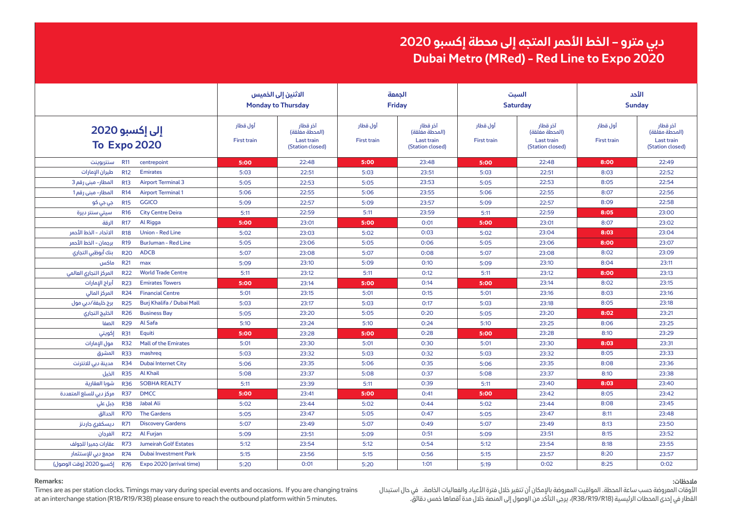# دبي مترو – الخط الأحمر المتجه إلى محطة إكسبو 2020
# Dubai Metro (MRed) - Red Line to Expo 2020

| إلى إكسبو 2020 To Expo 2020 | | | الاثنين إلى الخميس Monday to Thursday | | الجمعة Friday | | السبت Saturday | | الأحد Sunday | |
|---|---|---|---|---|---|---|---|---|---|---|
| | | | أول قطار First train | آخر قطار (المحطة مغلقة) Last train (Station closed) | أول قطار First train | آخر قطار (المحطة مغلقة) Last train (Station closed) | أول قطار First train | آخر قطار (المحطة مغلقة) Last train (Station closed) | أول قطار First train | آخر قطار (المحطة مغلقة) Last train (Station closed) |
| سنتربوينت | R11 | centrepoint | **5:00** | 22:48 | **5:00** | 23:48 | **5:00** | 22:48 | **8:00** | 22:49 |
| طيران الإمارات | R12 | Emirates | 5:03 | 22:51 | 5:03 | 23:51 | 5:03 | 22:51 | 8:03 | 22:52 |
| المطار- مبنى رقم 3 | R13 | Airport Terminal 3 | 5:05 | 22:53 | 5:05 | 23:53 | 5:05 | 22:53 | 8:05 | 22:54 |
| المطار- مبنى رقم 1 | R14 | Airport Terminal 1 | 5:06 | 22:55 | 5:06 | 23:55 | 5:06 | 22:55 | 8:07 | 22:56 |
| جي جي كو | R15 | GGICO | 5:09 | 22:57 | 5:09 | 23:57 | 5:09 | 22:57 | 8:09 | 22:58 |
| سيتي سنتر ديرة | R16 | City Centre Deira | 5:11 | 22:59 | 5:11 | 23:59 | 5:11 | 22:59 | **8:05** | 23:00 |
| الرقة | R17 | Al Rigga | **5:00** | 23:01 | **5:00** | 0:01 | **5:00** | 23:01 | 8:07 | 23:02 |
| الاتحاد - الخط الأحمر | R18 | Union - Red Line | 5:02 | 23:03 | 5:02 | 0:03 | 5:02 | 23:04 | **8:03** | 23:04 |
| برجمان - الخط الأحمر | R19 | BurJuman - Red Line | 5:05 | 23:06 | 5:05 | 0:06 | 5:05 | 23:06 | **8:00** | 23:07 |
| بنك أبوظبي التجاري | R20 | ADCB | 5:07 | 23:08 | 5:07 | 0:08 | 5:07 | 23:08 | 8:02 | 23:09 |
| ماكس | R21 | max | 5:09 | 23:10 | 5:09 | 0:10 | 5:09 | 23:10 | 8:04 | 23:11 |
| المركز التجاري العالمي | R22 | World Trade Centre | 5:11 | 23:12 | 5:11 | 0:12 | 5:11 | 23:12 | **8:00** | 23:13 |
| أبراج الإمارات | R23 | Emirates Towers | **5:00** | 23:14 | **5:00** | 0:14 | **5:00** | 23:14 | 8:02 | 23:15 |
| المركز المالي | R24 | Financial Centre | 5:01 | 23:15 | 5:01 | 0:15 | 5:01 | 23:16 | 8:03 | 23:16 |
| برج خليفة/دبي مول | R25 | Burj Khalifa / Dubai Mall | 5:03 | 23:17 | 5:03 | 0:17 | 5:03 | 23:18 | 8:05 | 23:18 |
| الخليج التجاري | R26 | Business Bay | 5:05 | 23:20 | 5:05 | 0:20 | 5:05 | 23:20 | **8:02** | 23:21 |
| الصفا | R29 | Al Safa | 5:10 | 23:24 | 5:10 | 0:24 | 5:10 | 23:25 | 8:06 | 23:25 |
| إكويتي | R31 | Equiti | **5:00** | 23:28 | **5:00** | 0:28 | **5:00** | 23:28 | 8:10 | 23:29 |
| مول الإمارات | R32 | Mall of the Emirates | 5:01 | 23:30 | 5:01 | 0:30 | 5:01 | 23:30 | **8:03** | 23:31 |
| المشرق | R33 | mashreq | 5:03 | 23:32 | 5:03 | 0:32 | 5:03 | 23:32 | 8:05 | 23:33 |
| مدينة دبي للانترنت | R34 | Dubai Internet City | 5:06 | 23:35 | 5:06 | 0:35 | 5:06 | 23:35 | 8:08 | 23:36 |
| الخيل | R35 | Al Khail | 5:08 | 23:37 | 5:08 | 0:37 | 5:08 | 23:37 | 8:10 | 23:38 |
| شوبا العقارية | R36 | SOBHA REALTY | 5:11 | 23:39 | 5:11 | 0:39 | 5:11 | 23:40 | **8:03** | 23:40 |
| مركز دبي للسلع المتعددة | R37 | DMCC | **5:00** | 23:41 | **5:00** | 0:41 | **5:00** | 23:42 | 8:05 | 23:42 |
| جبل علي | R38 | Jabal Ali | 5:02 | 23:44 | 5:02 | 0:44 | 5:02 | 23:44 | 8:08 | 23:45 |
| الحدائق | R70 | The Gardens | 5:05 | 23:47 | 5:05 | 0:47 | 5:05 | 23:47 | 8:11 | 23:48 |
| ديسكفري جاردنز | R71 | Discovery Gardens | 5:07 | 23:49 | 5:07 | 0:49 | 5:07 | 23:49 | 8:13 | 23:50 |
| الفرجان | R72 | Al Furjan | 5:09 | 23:51 | 5:09 | 0:51 | 5:09 | 23:51 | 8:15 | 23:52 |
| عقارات جميرا للجولف | R73 | Jumeirah Golf Estates | 5:12 | 23:54 | 5:12 | 0:54 | 5:12 | 23:54 | 8:18 | 23:55 |
| مجمع دبي للإستثمار | R74 | Dubai Investment Park | 5:15 | 23:56 | 5:15 | 0:56 | 5:15 | 23:57 | 8:20 | 23:57 |
| إكسبو 2020 (وقت الوصول) | R76 | Expo 2020 (arrival time) | 5:20 | 0:01 | 5:20 | 1:01 | 5:19 | 0:02 | 8:25 | 0:02 |

**Remarks:**

Times are as per station clocks. Timings may vary during special events and occasions. If you are changing trains at an interchange station (R18/R19/R38) please ensure to reach the outbound platform within 5 minutes.

**ملاحظات:**

الأوقات المعروضة حسب ساعة المحطة. المواقيت المعروضة بالإمكان أن تتغير خلال فترة الأعياد والفعاليات الخاصة. في حال استبدال القطار في إحدى المحطات الرئيسية (R38/R19/R18)، يرجى التأكد من الوصول إلى المنصة خلال مدة أقصاها خمس دقائق.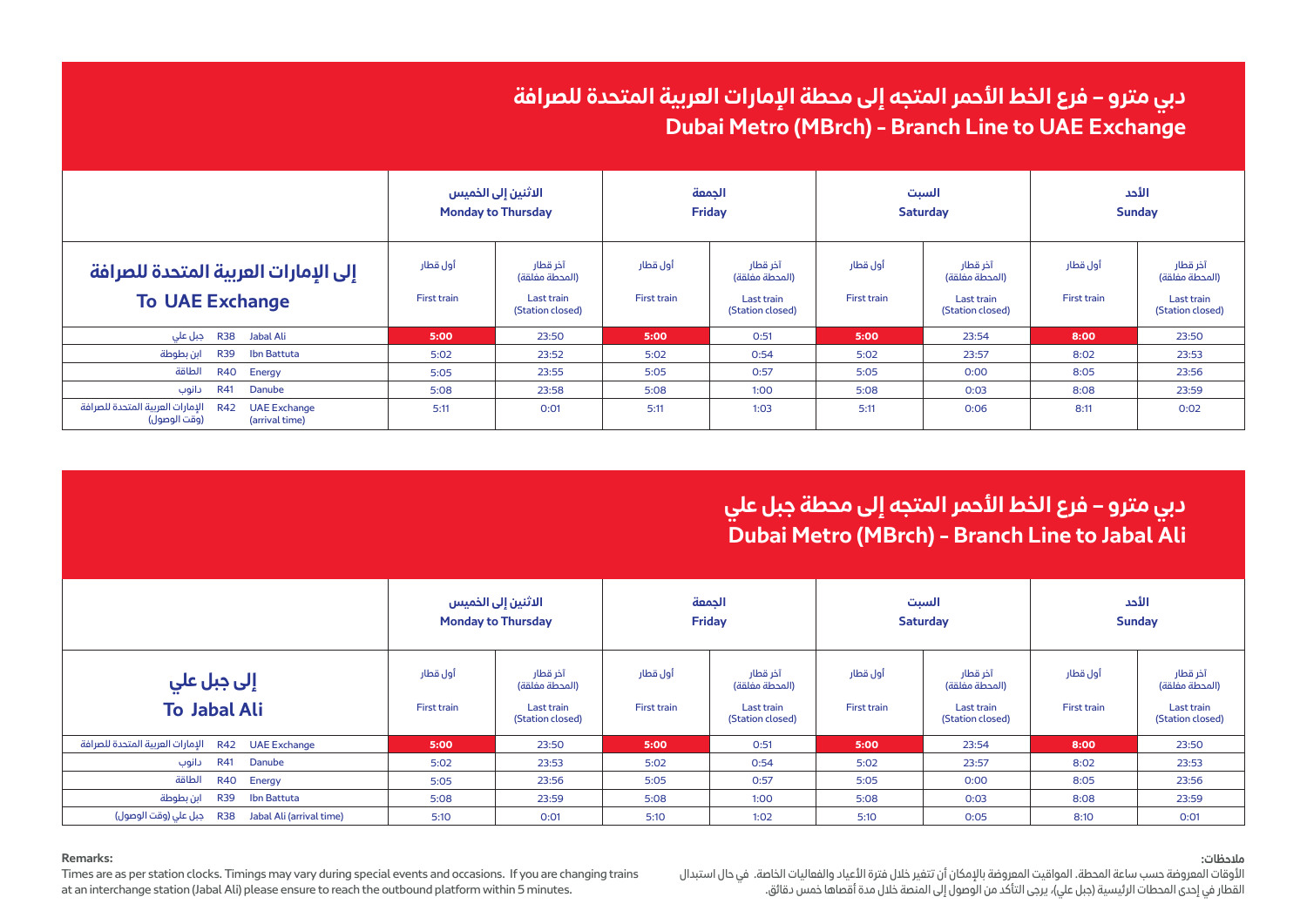## دبي مترو – فرع الخط الأحمر المتجه إلى محطة الإمارات العربية المتحدة للصرافة
## Dubai Metro (MBrch) - Branch Line to UAE Exchange

| إلى الإمارات العربية المتحدة للصرافة<br>To UAE Exchange | الاثنين إلى الخميس<br>Monday to Thursday | | الجمعة<br>Friday | | السبت<br>Saturday | | الأحد<br>Sunday | |
|---|---|---|---|---|---|---|---|---|
| | أول قطار<br>First train | آخر قطار (المحطة مغلقة)<br>Last train (Station closed) | أول قطار<br>First train | آخر قطار (المحطة مغلقة)<br>Last train (Station closed) | أول قطار<br>First train | آخر قطار (المحطة مغلقة)<br>Last train (Station closed) | أول قطار<br>First train | آخر قطار (المحطة مغلقة)<br>Last train (Station closed) |
| جبل علي R38 Jabal Ali | **5:00** | 23:50 | **5:00** | 0:51 | **5:00** | 23:54 | **8:00** | 23:50 |
| ابن بطوطة R39 Ibn Battuta | 5:02 | 23:52 | 5:02 | 0:54 | 5:02 | 23:57 | 8:02 | 23:53 |
| الطاقة R40 Energy | 5:05 | 23:55 | 5:05 | 0:57 | 5:05 | 0:00 | 8:05 | 23:56 |
| دانوب R41 Danube | 5:08 | 23:58 | 5:08 | 1:00 | 5:08 | 0:03 | 8:08 | 23:59 |
| الإمارات العربية المتحدة للصرافة (وقت الوصول) R42 UAE Exchange (arrival time) | 5:11 | 0:01 | 5:11 | 1:03 | 5:11 | 0:06 | 8:11 | 0:02 |

## دبي مترو – فرع الخط الأحمر المتجه إلى محطة جبل علي
## Dubai Metro (MBrch) - Branch Line to Jabal Ali

| إلى جبل علي<br>To Jabal Ali | الاثنين إلى الخميس<br>Monday to Thursday | | الجمعة<br>Friday | | السبت<br>Saturday | | الأحد<br>Sunday | |
|---|---|---|---|---|---|---|---|---|
| | أول قطار<br>First train | آخر قطار (المحطة مغلقة)<br>Last train (Station closed) | أول قطار<br>First train | آخر قطار (المحطة مغلقة)<br>Last train (Station closed) | أول قطار<br>First train | آخر قطار (المحطة مغلقة)<br>Last train (Station closed) | أول قطار<br>First train | آخر قطار (المحطة مغلقة)<br>Last train (Station closed) |
| الإمارات العربية المتحدة للصرافة R42 UAE Exchange | **5:00** | 23:50 | **5:00** | 0:51 | **5:00** | 23:54 | **8:00** | 23:50 |
| دانوب R41 Danube | 5:02 | 23:53 | 5:02 | 0:54 | 5:02 | 23:57 | 8:02 | 23:53 |
| الطاقة R40 Energy | 5:05 | 23:56 | 5:05 | 0:57 | 5:05 | 0:00 | 8:05 | 23:56 |
| ابن بطوطة R39 Ibn Battuta | 5:08 | 23:59 | 5:08 | 1:00 | 5:08 | 0:03 | 8:08 | 23:59 |
| جبل علي (وقت الوصول) R38 Jabal Ali (arrival time) | 5:10 | 0:01 | 5:10 | 1:02 | 5:10 | 0:05 | 8:10 | 0:01 |

**Remarks:**

Times are as per station clocks. Timings may vary during special events and occasions. If you are changing trains at an interchange station (Jabal Ali) please ensure to reach the outbound platform within 5 minutes.

**ملاحظات:**

الأوقات المعروضة حسب ساعة المحطة. المواقيت المعروضة بالإمكان أن تتغير خلال فترة الأعياد والفعاليات الخاصة. في حال استبدال القطار في إحدى المحطات الرئيسية (جبل علي)، يرجى التأكد من الوصول إلى المنصة خلال مدة أقصاها خمس دقائق.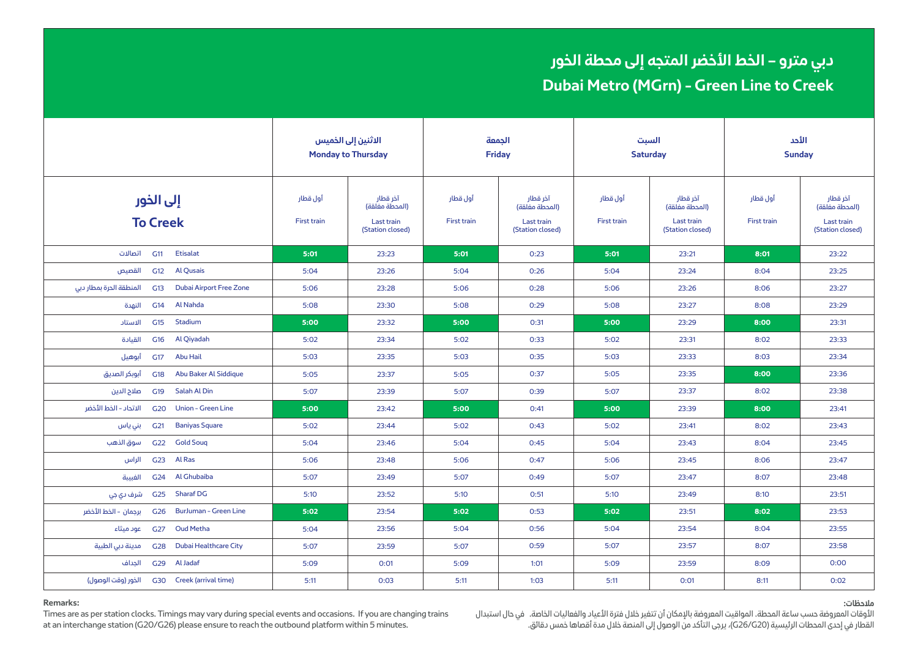# دبي مترو – الخط الأخضر المتجه إلى محطة الخور
# Dubai Metro (MGrn) - Green Line to Creek

| إلى الخور To Creek | | | الاثنين إلى الخميس Monday to Thursday | | الجمعة Friday | | السبت Saturday | | الأحد Sunday | |
|---|---|---|---|---|---|---|---|---|---|---|
| | | | أول قطار First train | آخر قطار (المحطة مغلقة) Last train (Station closed) | أول قطار First train | آخر قطار (المحطة مغلقة) Last train (Station closed) | أول قطار First train | آخر قطار (المحطة مغلقة) Last train (Station closed) | أول قطار First train | آخر قطار (المحطة مغلقة) Last train (Station closed) |
| اتصالات | G11 | Etisalat | **5:01** | 23:23 | **5:01** | 0:23 | **5:01** | 23:21 | **8:01** | 23:22 |
| القصيص | G12 | Al Qusais | 5:04 | 23:26 | 5:04 | 0:26 | 5:04 | 23:24 | 8:04 | 23:25 |
| المنطقة الحرة بمطار دبي | G13 | Dubai Airport Free Zone | 5:06 | 23:28 | 5:06 | 0:28 | 5:06 | 23:26 | 8:06 | 23:27 |
| النهدة | G14 | Al Nahda | 5:08 | 23:30 | 5:08 | 0:29 | 5:08 | 23:27 | 8:08 | 23:29 |
| الاستاد | G15 | Stadium | **5:00** | 23:32 | **5:00** | 0:31 | **5:00** | 23:29 | **8:00** | 23:31 |
| القيادة | G16 | Al Qiyadah | 5:02 | 23:34 | 5:02 | 0:33 | 5:02 | 23:31 | 8:02 | 23:33 |
| أبوهيل | G17 | Abu Hail | 5:03 | 23:35 | 5:03 | 0:35 | 5:03 | 23:33 | 8:03 | 23:34 |
| أبوبكر الصديق | G18 | Abu Baker Al Siddique | 5:05 | 23:37 | 5:05 | 0:37 | 5:05 | 23:35 | **8:00** | 23:36 |
| صلاح الدين | G19 | Salah Al Din | 5:07 | 23:39 | 5:07 | 0:39 | 5:07 | 23:37 | 8:02 | 23:38 |
| الاتحاد - الخط الأخضر | G20 | Union - Green Line | **5:00** | 23:42 | **5:00** | 0:41 | **5:00** | 23:39 | **8:00** | 23:41 |
| بني ياس | G21 | Baniyas Square | 5:02 | 23:44 | 5:02 | 0:43 | 5:02 | 23:41 | 8:02 | 23:43 |
| سوق الذهب | G22 | Gold Souq | 5:04 | 23:46 | 5:04 | 0:45 | 5:04 | 23:43 | 8:04 | 23:45 |
| الراس | G23 | Al Ras | 5:06 | 23:48 | 5:06 | 0:47 | 5:06 | 23:45 | 8:06 | 23:47 |
| الغبيبة | G24 | Al Ghubaiba | 5:07 | 23:49 | 5:07 | 0:49 | 5:07 | 23:47 | 8:07 | 23:48 |
| شرف دي جي | G25 | Sharaf DG | 5:10 | 23:52 | 5:10 | 0:51 | 5:10 | 23:49 | 8:10 | 23:51 |
| برجمان - الخط الأخضر | G26 | BurJuman - Green Line | **5:02** | 23:54 | **5:02** | 0:53 | **5:02** | 23:51 | **8:02** | 23:53 |
| عود ميثاء | G27 | Oud Metha | 5:04 | 23:56 | 5:04 | 0:56 | 5:04 | 23:54 | 8:04 | 23:55 |
| مدينة دبي الطبية | G28 | Dubai Healthcare City | 5:07 | 23:59 | 5:07 | 0:59 | 5:07 | 23:57 | 8:07 | 23:58 |
| الجداف | G29 | Al Jadaf | 5:09 | 0:01 | 5:09 | 1:01 | 5:09 | 23:59 | 8:09 | 0:00 |
| الخور (وقت الوصول) | G30 | Creek (arrival time) | 5:11 | 0:03 | 5:11 | 1:03 | 5:11 | 0:01 | 8:11 | 0:02 |

**Remarks:**

Times are as per station clocks. Timings may vary during special events and occasions. If you are changing trains at an interchange station (G20/G26) please ensure to reach the outbound platform within 5 minutes.

**ملاحظات:**

الأوقات المعروضة حسب ساعة المحطة. المواقيت المعروضة بالإمكان أن تتغير خلال فترة الأعياد والفعاليات الخاصة. في حال استبدال القطار في إحدى المحطات الرئيسية (G26/G20)، يرجى التأكد من الوصول إلى المنصة خلال مدة أقصاها خمس دقائق.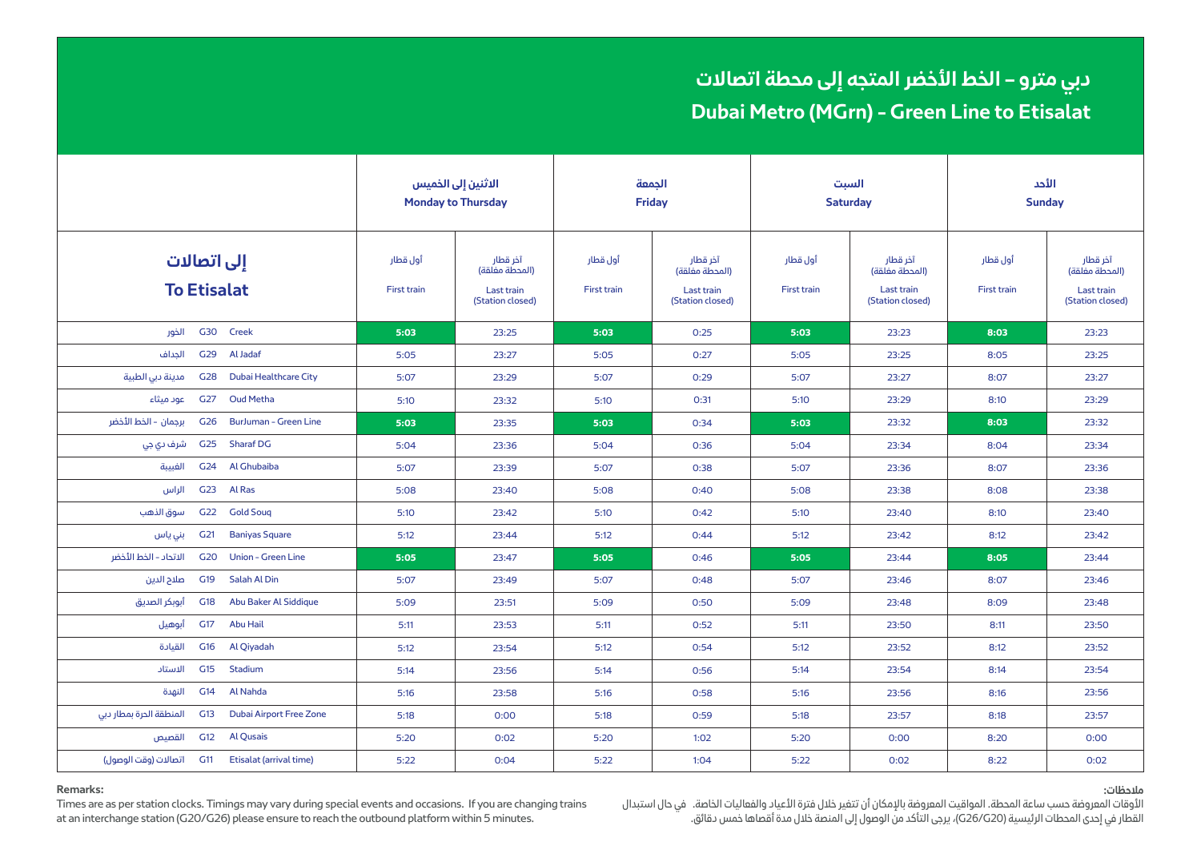# دبي مترو – الخط الأخضر المتجه إلى محطة اتصالات
# Dubai Metro (MGrn) - Green Line to Etisalat

| | | | الاثنين إلى الخميس Monday to Thursday | | الجمعة Friday | | السبت Saturday | | الأحد Sunday | |
|---|---|---|---|---|---|---|---|---|---|---|
| إلى اتصالات To Etisalat | | | أول قطار First train | آخر قطار (المحطة مغلقة) Last train (Station closed) | أول قطار First train | آخر قطار (المحطة مغلقة) Last train (Station closed) | أول قطار First train | آخر قطار (المحطة مغلقة) Last train (Station closed) | أول قطار First train | آخر قطار (المحطة مغلقة) Last train (Station closed) |
| الخور | G30 | Creek | **5:03** | 23:25 | **5:03** | 0:25 | **5:03** | 23:23 | **8:03** | 23:23 |
| الجداف | G29 | Al Jadaf | 5:05 | 23:27 | 5:05 | 0:27 | 5:05 | 23:25 | 8:05 | 23:25 |
| مدينة دبي الطبية | G28 | Dubai Healthcare City | 5:07 | 23:29 | 5:07 | 0:29 | 5:07 | 23:27 | 8:07 | 23:27 |
| عود ميثاء | G27 | Oud Metha | 5:10 | 23:32 | 5:10 | 0:31 | 5:10 | 23:29 | 8:10 | 23:29 |
| برجمان - الخط الأخضر | G26 | BurJuman - Green Line | **5:03** | 23:35 | **5:03** | 0:34 | **5:03** | 23:32 | **8:03** | 23:32 |
| شرف دي جي | G25 | Sharaf DG | 5:04 | 23:36 | 5:04 | 0:36 | 5:04 | 23:34 | 8:04 | 23:34 |
| الغبيبة | G24 | Al Ghubaiba | 5:07 | 23:39 | 5:07 | 0:38 | 5:07 | 23:36 | 8:07 | 23:36 |
| الراس | G23 | Al Ras | 5:08 | 23:40 | 5:08 | 0:40 | 5:08 | 23:38 | 8:08 | 23:38 |
| سوق الذهب | G22 | Gold Souq | 5:10 | 23:42 | 5:10 | 0:42 | 5:10 | 23:40 | 8:10 | 23:40 |
| بني ياس | G21 | Baniyas Square | 5:12 | 23:44 | 5:12 | 0:44 | 5:12 | 23:42 | 8:12 | 23:42 |
| الاتحاد - الخط الأخضر | G20 | Union - Green Line | **5:05** | 23:47 | **5:05** | 0:46 | **5:05** | 23:44 | **8:05** | 23:44 |
| صلاح الدين | G19 | Salah Al Din | 5:07 | 23:49 | 5:07 | 0:48 | 5:07 | 23:46 | 8:07 | 23:46 |
| أبوبكر الصديق | G18 | Abu Baker Al Siddique | 5:09 | 23:51 | 5:09 | 0:50 | 5:09 | 23:48 | 8:09 | 23:48 |
| أبوهيل | G17 | Abu Hail | 5:11 | 23:53 | 5:11 | 0:52 | 5:11 | 23:50 | 8:11 | 23:50 |
| القيادة | G16 | Al Qiyadah | 5:12 | 23:54 | 5:12 | 0:54 | 5:12 | 23:52 | 8:12 | 23:52 |
| الاستاد | G15 | Stadium | 5:14 | 23:56 | 5:14 | 0:56 | 5:14 | 23:54 | 8:14 | 23:54 |
| النهدة | G14 | Al Nahda | 5:16 | 23:58 | 5:16 | 0:58 | 5:16 | 23:56 | 8:16 | 23:56 |
| المنطقة الحرة بمطار دبي | G13 | Dubai Airport Free Zone | 5:18 | 0:00 | 5:18 | 0:59 | 5:18 | 23:57 | 8:18 | 23:57 |
| القصيص | G12 | Al Qusais | 5:20 | 0:02 | 5:20 | 1:02 | 5:20 | 0:00 | 8:20 | 0:00 |
| اتصالات (وقت الوصول) | G11 | Etisalat (arrival time) | 5:22 | 0:04 | 5:22 | 1:04 | 5:22 | 0:02 | 8:22 | 0:02 |

**Remarks:**

Times are as per station clocks. Timings may vary during special events and occasions. If you are changing trains at an interchange station (G20/G26) please ensure to reach the outbound platform within 5 minutes.

**ملاحظات:**

الأوقات المعروضة حسب ساعة المحطة. المواقيت المعروضة بالإمكان أن تتغير خلال فترة الأعياد والفعاليات الخاصة. في حال استبدال القطار في إحدى المحطات الرئيسية (G26/G20)، يرجى التأكد من الوصول إلى المنصة خلال مدة أقصاها خمس دقائق.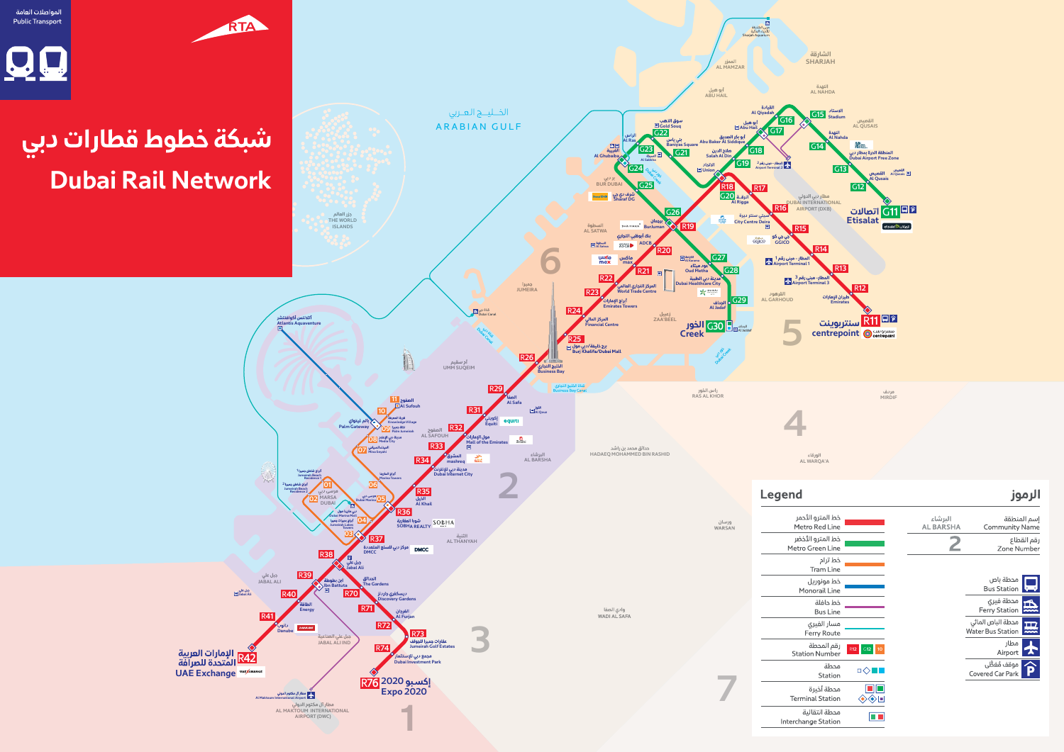المواصلات العامة
Public Transport

RTA

# شبكة خطوط قطارات دبي
# Dubai Rail Network

## Legend / الرموز

| | |
|---|---|
| خط المترو الأحمر / Metro Red Line | |
| خط المترو الأخضر / Metro Green Line | |
| خط ترام / Tram Line | |
| خط مونوريل / Monorail Line | |
| خط حافلة / Bus Line | |
| مسار الفيري / Ferry Route | |
| رقم المحطة / Station Number | R12 G12 10 |
| محطة / Station | |
| محطة أخيرة / Terminal Station | |
| محطة انتقالية / Interchange Station | |

| | |
|---|---|
| إسم المنطقة / Community Name | البرشاء AL BARSHA |
| رقم القطاع / Zone Number | 2 |
| محطة باص / Bus Station | |
| محطة فيري / Ferry Station | |
| محطة الباص المائي / Water Bus Station | |
| مطار / Airport | |
| موقف مُظلّل / Covered Car Park | |

## Metro Red Line

- R11 سنتربوينت centrepoint
- R12 طيران الإمارات Emirates
- R13 المطار - مبنى رقم 3 Airport Terminal 3
- R14 المطار - مبنى رقم 1 Airport Terminal 1
- R15 جي جي كو GGICO
- R16 سيتي سنتر ديرة City Centre Deira
- R17
- R18 / G20 الرقة Al Rigga
- R19 برجمان BurJuman
- R20 بنك أبوظبي التجاري ADCB
- R21 ماكس max
- R22 المركز التجاري العالمي World Trade Centre
- R23 أبراج الإمارات Emirates Towers
- R24 المركز المالي Financial Centre
- R25 برج خليفة/دبي مول Burj Khalifa/Dubai Mall
- R26 الخليج التجاري Business Bay
- R29 الصفا Al Safa
- R31 أكويتي Equiti
- R32 مول الإمارات Mall of the Emirates
- R33 المشرق mashreq
- R34 مدينة دبي للإنترنت Dubai Internet City
- R35 الخيل Al Khail
- R36 شوبا العقارية SOBHA REALTY
- R37 مركز دبي للسلع المتعددة DMCC
- R38 جبل علي Jabal Ali
- R39 ابن بطوطة Ibn Battuta
- R40 الطاقة Energy
- R41 دانوب Danube
- R42 الإمارات العربية المتحدة للصرافة UAE Exchange
- R70 الحدائق The Gardens
- R71 ديسكفري جاردنز Discovery Gardens
- R72 الفرجان Al Furjan
- R73 عقارات جميرا للجولف Jumeirah Golf Estates
- R74 مجمع دبي للإستثمار Dubai Investment Park
- R76 إكسبو 2020 Expo 2020

## Metro Green Line

- G11 اتصالات Etisalat
- G12 القصيص Al Qusais
- G13
- G14 المنطقة الحرة بمطار دبي Dubai Airport Free Zone
- G15 الاستاد Stadium
- G16 النهدة Al Nahda
- G17 القيادة Al Qiyadah
- G18 أبو هيل Abu Hail
- G19 أبو بكر الصديق Abu Baker Al Siddique / صلاح الدين Salah Al Din
- G20 الرقة Al Rigga
- G21 الاتحاد Union
- G22 بني ياس Baniyas Square
- G23 سوق الذهب Gold Souq / الراس Al Ras
- G24 الغبيبة Al Ghubaiba
- G25 شرف دي جي Sharaf DG
- G26 برجمان BurJuman
- G27 عود ميثاء Oud Metha
- G28 مدينة دبي الطبية Dubai Healthcare City
- G29 الجداف Al Jadaf
- G30 الخور Creek

## Tram Line

- 01 أبراج شاطئ جميرا 1 Jumeirah Beach Residence 1
- 02 أبراج شاطئ جميرا 2 Jumeirah Beach Residence 2
- 03 أبراج بحيرات جميرا Jumeirah Lakes Towers
- 04 دبي مارينا مول Dubai Marina Mall
- 05 مرسى دبي Dubai Marina
- 06 أبراج المارينا Marina Towers
- 07 الميناء السياحي Mina Seyahi
- 08 مدينة دبي للإعلام Media City
- 09 نخلة جميرا Palm Jumeirah
- 10 قرية المعرفة Knowledge Village
- 11 الصفوح Al Sufouh

## Monorail

- أتلانتس أكواڤنتشر Atlantis Aquaventure
- نخلة جميرا Palm Gateway

## Areas / Zones

الخليج العربي ARABIAN GULF — الشارقة SHARJAH — الممزر AL MAMZAR — أبو هيل ABU HAIL — النهدة AL NAHDA — القصيص AL QUSAIS — مطار دبي الدولي DUBAI INTERNATIONAL AIRPORT (DXB) — القرهود AL GARHOUD — بر دبي BUR DUBAI — السطوة AL SATWA — جميرا JUMEIRA — زعبيل ZA'ABEEL — جزر العالم THE WORLD ISLANDS — أم سقيم UMM SUQEIM — الصفوح AL SAFOUH — البرشاء AL BARSHA — رأس الخور RAS AL KHOR — مردف MIRDIF — حدائق محمد بن راشد HADAEQ MOHAMMED BIN RASHID — الورقاء AL WARQA'A — الثنية AL THANYAH — ورسان WARSAN — جبل علي JABAL ALI — جبل علي الصناعية JABAL ALI IND — وادي الصفا WADI AL SAFA — مطار آل مكتوم الدولي AL MAKTOUM INTERNATIONAL AIRPORT (DWC) — مرسى دبي MARSA DUBAI

Zones: 1, 2, 3, 4, 5, 6, 7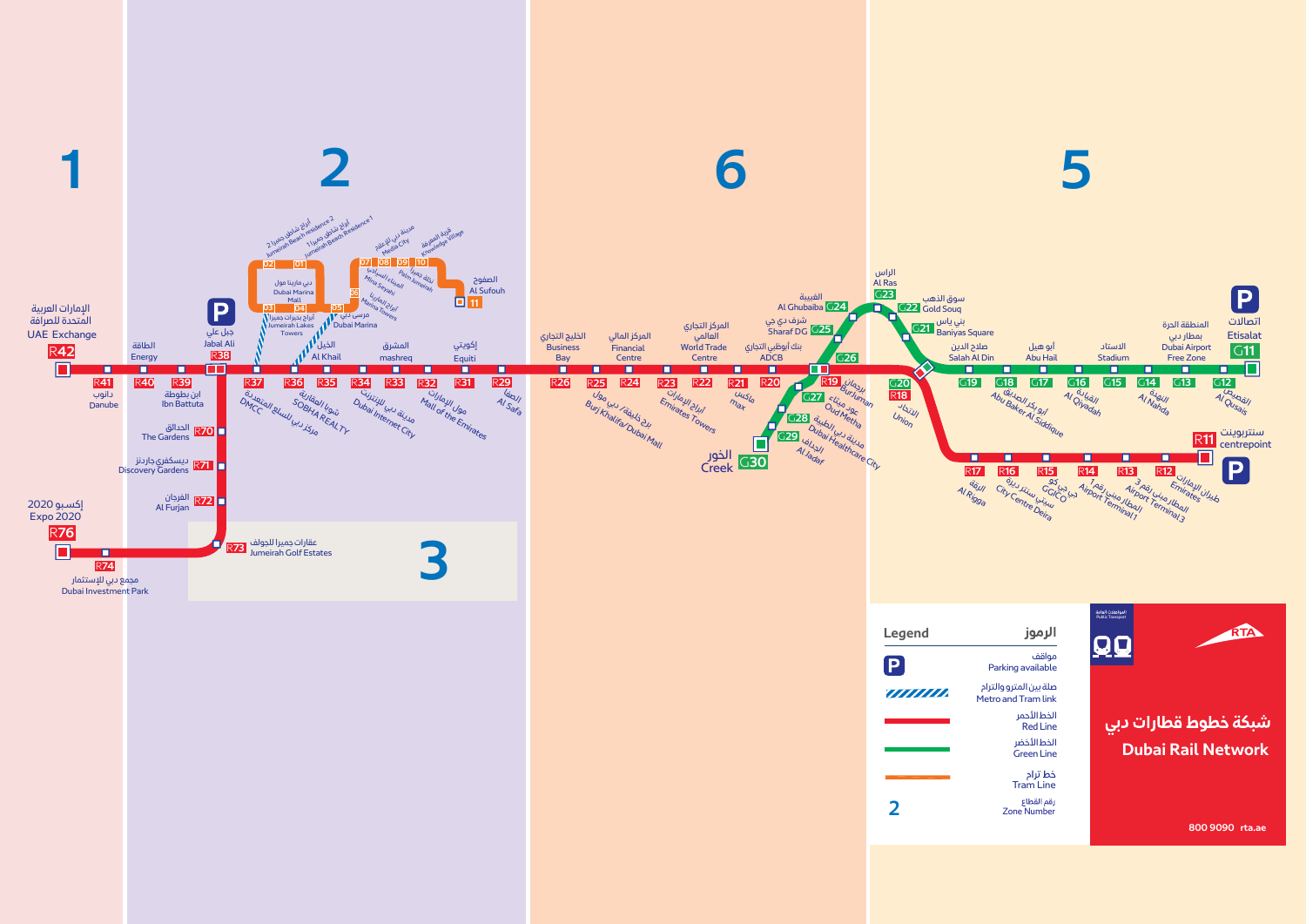# شبكة خطوط قطارات دبي

# Dubai Rail Network

800 9090 rta.ae

## Zones

1 | 2 | 3 | 6 | 5

## Red Line (الخط الأحمر)

| Code | Station (Arabic) | Station (English) |
|---|---|---|
| R42 | الإمارات العربية المتحدة للصرافة | UAE Exchange |
| R41 | دانوب | Danube |
| R40 | الطاقة | Energy |
| R39 | ابن بطوطة | Ibn Battuta |
| R38 | جبل علي | Jabal Ali |
| R37 | مركز دبي للسلع المتعددة | DMCC |
| R36 | شوبا العقارية | SOBHA REALTY |
| R35 | الخيل | Al Khail |
| R34 | مدينة دبي للإنترنت | Dubai Internet City |
| R33 | المشرق | mashreq |
| R32 | مول الإمارات | Mall of the Emirates |
| R31 | إكويتي | Equiti |
| R29 | الصفا | Al Safa |
| R26 | الخليج التجاري | Business Bay |
| R25 | برج خليفة/ دبي مول | Burj Khalifa/Dubai Mall |
| R24 | المركز المالي | Financial Centre |
| R23 | أبراج الإمارات | Emirates Towers |
| R22 | المركز التجاري العالمي | World Trade Centre |
| R21 | ماكس | max |
| R20 | بنك أبوظبي التجاري | ADCB |
| R19 | برجمان | Burjuman |
| R18 | الاتحاد | Union |
| R17 | الرقة | Al Rigga |
| R16 | سيتي سنتر ديرة | City Centre Deira |
| R15 | جي جي كو | GGICO |
| R14 | المطار مبنى رقم 1 | Airport Terminal 1 |
| R13 | المطار مبنى رقم 3 | Airport Terminal 3 |
| R12 | طيران الإمارات | Emirates |
| R11 | سنتربوينت | centrepoint |
| R70 | الحدائق | The Gardens |
| R71 | ديسكفري جاردنز | Discovery Gardens |
| R72 | الفرجان | Al Furjan |
| R73 | عقارات جميرا للجولف | Jumeirah Golf Estates |
| R74 | مجمع دبي للإستثمار | Dubai Investment Park |
| R76 | إكسبو 2020 | Expo 2020 |

## Green Line (الخط الأخضر)

| Code | Station (Arabic) | Station (English) |
|---|---|---|
| G11 | اتصالات | Etisalat |
| G12 | القصيص | Al Qusais |
| G13 | المنطقة الحرة بمطار دبي | Dubai Airport Free Zone |
| G14 | النهدة | Al Nahda |
| G15 | الاستاد | Stadium |
| G16 | القيادة | Al Qiyadah |
| G17 | أبو هيل | Abu Hail |
| G18 | أبو بكر الصديق | Abu Baker Al Siddique |
| G19 | صلاح الدين | Salah Al Din |
| G20 | الاتحاد | Union |
| G21 | بني ياس | Baniyas Square |
| G22 | سوق الذهب | Gold Souq |
| G23 | الراس | Al Ras |
| G24 | الغبيبة | Al Ghubaiba |
| G25 | شرف دي جي | Sharaf DG |
| G26 | برجمان | Burjuman |
| G27 | عود ميثاء | Oud Metha |
| G28 | مدينة دبي الطبية | Dubai Healthcare City |
| G29 | الجداف | Al Jadaf |
| G30 | الخور | Creek |

## Tram Line (خط ترام)

| Code | Station (Arabic) | Station (English) |
|---|---|---|
| 01 | أبراج شاطئ جميرا 1 | Jumeirah Beach Residence 1 |
| 02 | أبراج شاطئ جميرا 2 | Jumeirah Beach Residence 2 |
| 03 | أبراج بحيرات جميرا | Jumeirah Lakes Towers |
| 04 | دبي مارينا مول | Dubai Marina Mall |
| 05 | مرسى دبي | Dubai Marina |
| 06 | أبراج المارينا | Marina Towers |
| 07 | الميناء السياحي | Mina Seyahi |
| 08 | مدينة دبي للإعلام | Media City |
| 09 | نخلة جميرا | Palm Jumeirah |
| 10 | قرية المعرفة | Knowledge Village |
| 11 | الصفوح | Al Sufouh |

## Legend / الرموز

- P — مواقف / Parking available
- صلة بين المترو والترام / Metro and Tram link
- الخط الأحمر / Red Line
- الخط الأخضر / Green Line
- خط ترام / Tram Line
- 2 — رقم القطاع / Zone Number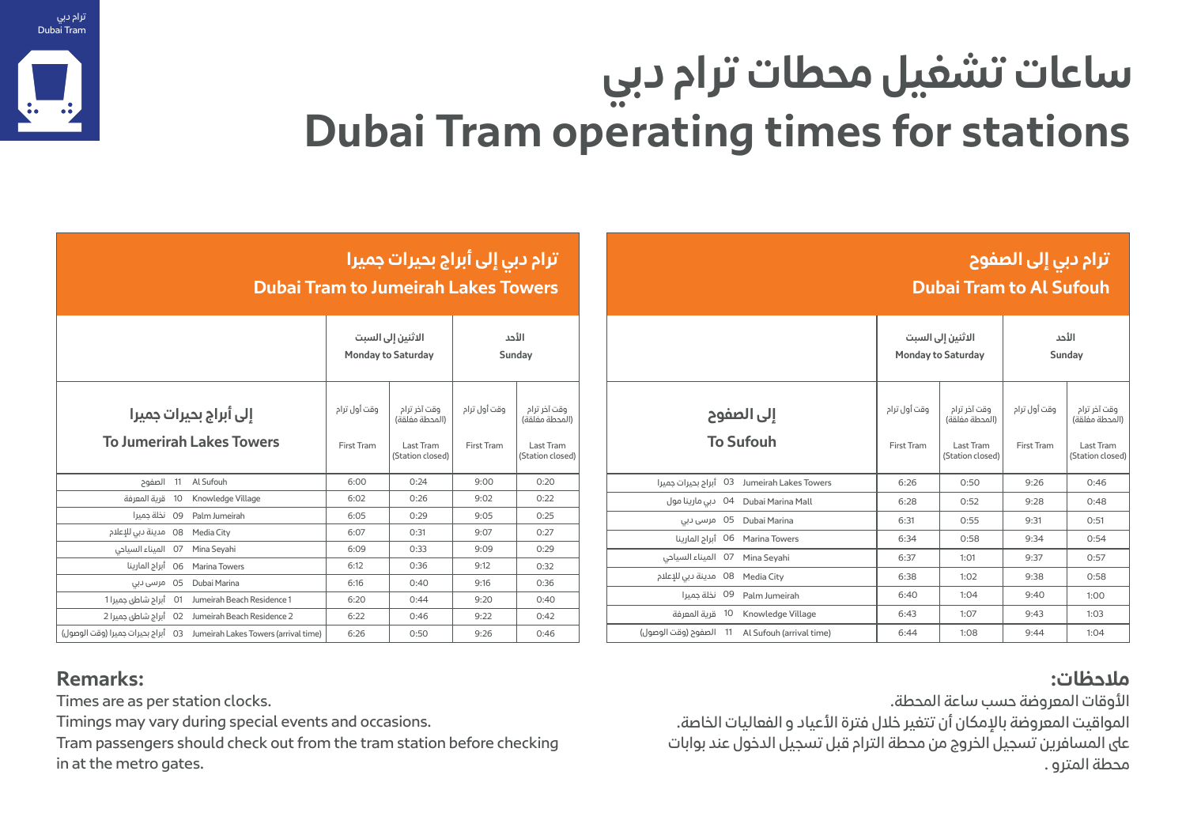ترام دبي
Dubai Tram

# ساعات تشغيل محطات ترام دبي
# Dubai Tram operating times for stations

## ترام دبي إلى أبراج بحيرات جميرا
## Dubai Tram to Jumeirah Lakes Towers

| إلى أبراج بحيرات جميرا<br>To Jumerirah Lakes Towers | الاثنين إلى السبت<br>Monday to Saturday | | الأحد<br>Sunday | |
|---|---|---|---|---|
| | وقت أول ترام<br>First Tram | وقت آخر ترام (المحطة مغلقة)<br>Last Tram (Station closed) | وقت أول ترام<br>First Tram | وقت آخر ترام (المحطة مغلقة)<br>Last Tram (Station closed) |
| الصفوح 11 Al Sufouh | 6:00 | 0:24 | 9:00 | 0:20 |
| قرية المعرفة 10 Knowledge Village | 6:02 | 0:26 | 9:02 | 0:22 |
| نخلة جميرا 09 Palm Jumeirah | 6:05 | 0:29 | 9:05 | 0:25 |
| مدينة دبي للإعلام 08 Media City | 6:07 | 0:31 | 9:07 | 0:27 |
| الميناء السياحي 07 Mina Seyahi | 6:09 | 0:33 | 9:09 | 0:29 |
| أبراج المارينا 06 Marina Towers | 6:12 | 0:36 | 9:12 | 0:32 |
| مرسى دبي 05 Dubai Marina | 6:16 | 0:40 | 9:16 | 0:36 |
| أبراج شاطئ جميرا 1 01 Jumeirah Beach Residence 1 | 6:20 | 0:44 | 9:20 | 0:40 |
| أبراج شاطئ جميرا 2 02 Jumeirah Beach Residence 2 | 6:22 | 0:46 | 9:22 | 0:42 |
| أبراج بحيرات جميرا (وقت الوصول) 03 Jumeirah Lakes Towers (arrival time) | 6:26 | 0:50 | 9:26 | 0:46 |

## ترام دبي إلى الصفوح
## Dubai Tram to Al Sufouh

| إلى الصفوح<br>To Sufouh | الاثنين إلى السبت<br>Monday to Saturday | | الأحد<br>Sunday | |
|---|---|---|---|---|
| | وقت أول ترام<br>First Tram | وقت آخر ترام (المحطة مغلقة)<br>Last Tram (Station closed) | وقت أول ترام<br>First Tram | وقت آخر ترام (المحطة مغلقة)<br>Last Tram (Station closed) |
| أبراج بحيرات جميرا 03 Jumeirah Lakes Towers | 6:26 | 0:50 | 9:26 | 0:46 |
| دبي مارينا مول 04 Dubai Marina Mall | 6:28 | 0:52 | 9:28 | 0:48 |
| مرسى دبي 05 Dubai Marina | 6:31 | 0:55 | 9:31 | 0:51 |
| أبراج المارينا 06 Marina Towers | 6:34 | 0:58 | 9:34 | 0:54 |
| الميناء السياحي 07 Mina Seyahi | 6:37 | 1:01 | 9:37 | 0:57 |
| مدينة دبي للإعلام 08 Media City | 6:38 | 1:02 | 9:38 | 0:58 |
| نخلة جميرا 09 Palm Jumeirah | 6:40 | 1:04 | 9:40 | 1:00 |
| قرية المعرفة 10 Knowledge Village | 6:43 | 1:07 | 9:43 | 1:03 |
| الصفوح (وقت الوصول) 11 Al Sufouh (arrival time) | 6:44 | 1:08 | 9:44 | 1:04 |

### Remarks:

Times are as per station clocks.
Timings may vary during special events and occasions.
Tram passengers should check out from the tram station before checking in at the metro gates.

### ملاحظات:

الأوقات المعروضة حسب ساعة المحطة.
المواقيت المعروضة بالإمكان أن تتغير خلال فترة الأعياد و الفعاليات الخاصة.
على المسافرين تسجيل الخروج من محطة الترام قبل تسجيل الدخول عند بوابات محطة المترو .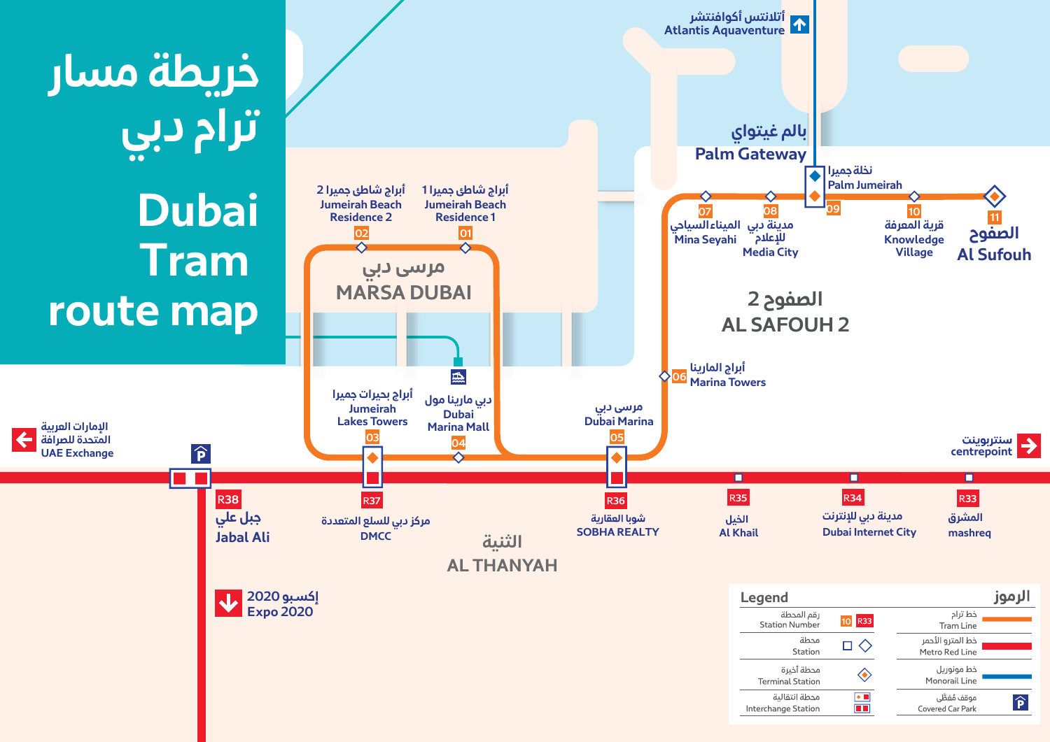# خريطة مسار ترام دبي

# Dubai Tram route map

أتلانتس أكوافنتشر
Atlantis Aquaventure

بالم غيتواي
Palm Gateway

أبراج شاطئ جميرا 2
Jumeirah Beach Residence 2
02

أبراج شاطئ جميرا 1
Jumeirah Beach Residence 1
01

مرسى دبي
MARSA DUBAI

07
الميناء السياحي
Mina Seyahi

08
مدينة دبي للإعلام
Media City

نخلة جميرا
Palm Jumeirah
09

10
قرية المعرفة
Knowledge Village

11
الصفوح
Al Sufouh

الصفوح 2
AL SAFOUH 2

أبراج المارينا
06
Marina Towers

أبراج بحيرات جميرا
Jumeirah Lakes Towers
03

دبي مارينا مول
Dubai Marina Mall
04

مرسى دبي
Dubai Marina
05

الإمارات العربية المتحدة للصرافة
UAE Exchange

سنتربوينت
centrepoint

R38
جبل علي
Jabal Ali

R37
مركز دبي للسلع المتعددة
DMCC

R36
شوبا العقارية
SOBHA REALTY

R35
الخيل
Al Khail

R34
مدينة دبي للإنترنت
Dubai Internet City

R33
المشرق
mashreq

الثنية
AL THANYAH

إكسبو 2020
Expo 2020

## Legend / الرموز

| | | | |
|---|---|---|---|
| رقم المحطة Station Number | 10 R33 | خط ترام Tram Line | |
| محطة Station | | خط المترو الأحمر Metro Red Line | |
| محطة أخيرة Terminal Station | | خط مونوريل Monorail Line | |
| محطة انتقالية Interchange Station | | موقف مُظلّل Covered Car Park | P |